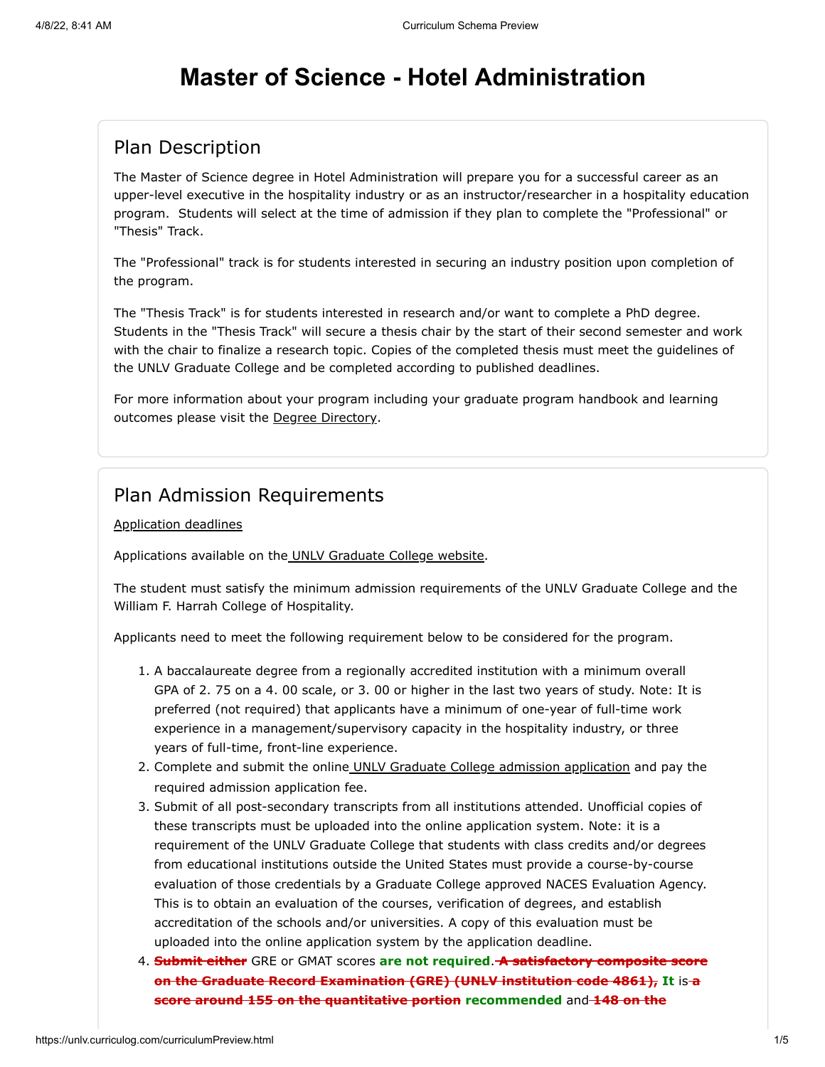# Master of Science - Hotel Administration

## Plan Description

The Master of Science degree in Hotel Administration will prepare you for a successful career as an upper-level executive in the hospitality industry or as an instructor/researcher in a hospitality education program. Students will select at the time of admission if they plan to complete the "Professional" or "Thesis" Track.

The "Professional" track is for students interested in securing an industry position upon completion of the program.

The "Thesis Track" is for students interested in research and/or want to complete a PhD degree. Students in the "Thesis Track" will secure a thesis chair by the start of their second semester and work with the chair to finalize a research topic. Copies of the completed thesis must meet the guidelines of the UNLV Graduate College and be completed according to published deadlines.

For more information about your program including your graduate program handbook and learning outcomes please visit the Degree Directory.

## Plan Admission Requirements

Application deadlines

Applications available on the UNLV Graduate College website.

The student must satisfy the minimum admission requirements of the UNLV Graduate College and the William F. Harrah College of Hospitality.

Applicants need to meet the following requirement below to be considered for the program.

1. A baccalaureate degree from a regionally accredited institution with a minimum overall GPA of 2. 75 on a 4. 00 scale, or 3. 00 or higher in the last two years of study. Note: It is preferred (not required) that applicants have a minimum of one-year of full-time work experience in a management/supervisory capacity in the hospitality industry, or three years of full-time, front-line experience.
2. Complete and submit the online UNLV Graduate College admission application and pay the required admission application fee.
3. Submit of all post-secondary transcripts from all institutions attended. Unofficial copies of these transcripts must be uploaded into the online application system. Note: it is a requirement of the UNLV Graduate College that students with class credits and/or degrees from educational institutions outside the United States must provide a course-by-course evaluation of those credentials by a Graduate College approved NACES Evaluation Agency. This is to obtain an evaluation of the courses, verification of degrees, and establish accreditation of the schools and/or universities. A copy of this evaluation must be uploaded into the online application system by the application deadline.
4. ~~**Submit either**~~ GRE or GMAT scores **are not required**. ~~**A satisfactory composite score on the Graduate Record Examination (GRE) (UNLV institution code 4861),**~~ **It** is ~~**a score around 155 on the quantitative portion**~~ **recommended** and ~~**148 on the**~~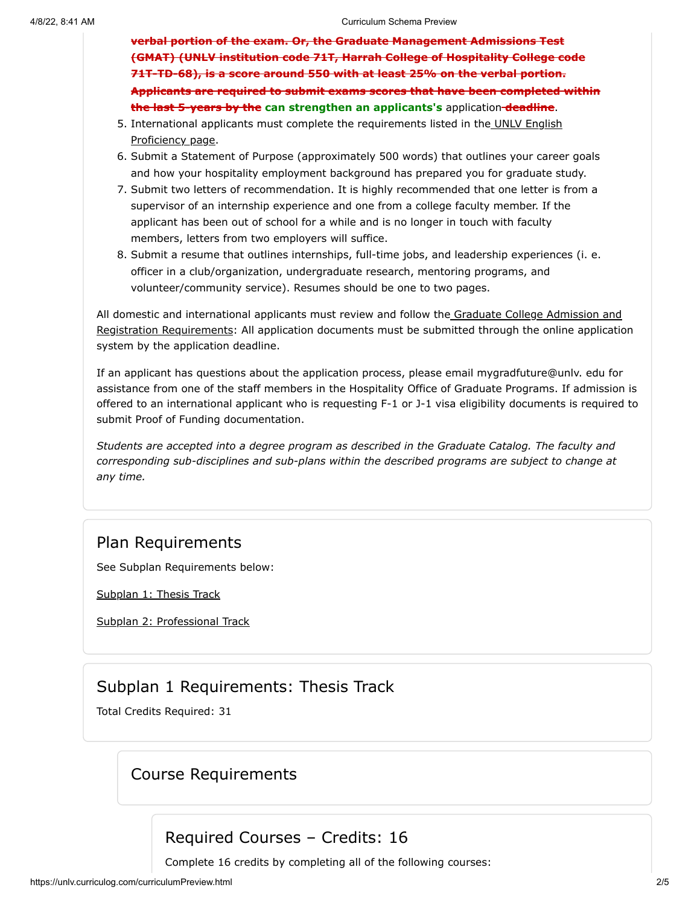~~verbal portion of the exam. Or, the Graduate Management Admissions Test (GMAT) (UNLV institution code 71T, Harrah College of Hospitality College code 71T-TD-68), is a score around 550 with at least 25% on the verbal portion. Applicants are required to submit exams scores that have been completed within the last 5-years by the~~ **can strengthen an applicants's** application ~~**deadline**~~.

5. International applicants must complete the requirements listed in the UNLV English Proficiency page.
6. Submit a Statement of Purpose (approximately 500 words) that outlines your career goals and how your hospitality employment background has prepared you for graduate study.
7. Submit two letters of recommendation. It is highly recommended that one letter is from a supervisor of an internship experience and one from a college faculty member. If the applicant has been out of school for a while and is no longer in touch with faculty members, letters from two employers will suffice.
8. Submit a resume that outlines internships, full-time jobs, and leadership experiences (i. e. officer in a club/organization, undergraduate research, mentoring programs, and volunteer/community service). Resumes should be one to two pages.

All domestic and international applicants must review and follow the Graduate College Admission and Registration Requirements: All application documents must be submitted through the online application system by the application deadline.

If an applicant has questions about the application process, please email mygradfuture@unlv. edu for assistance from one of the staff members in the Hospitality Office of Graduate Programs. If admission is offered to an international applicant who is requesting F-1 or J-1 visa eligibility documents is required to submit Proof of Funding documentation.

*Students are accepted into a degree program as described in the Graduate Catalog. The faculty and corresponding sub-disciplines and sub-plans within the described programs are subject to change at any time.*

## Plan Requirements

See Subplan Requirements below:

Subplan 1: Thesis Track

Subplan 2: Professional Track

## Subplan 1 Requirements: Thesis Track

Total Credits Required: 31

### Course Requirements

#### Required Courses – Credits: 16

Complete 16 credits by completing all of the following courses: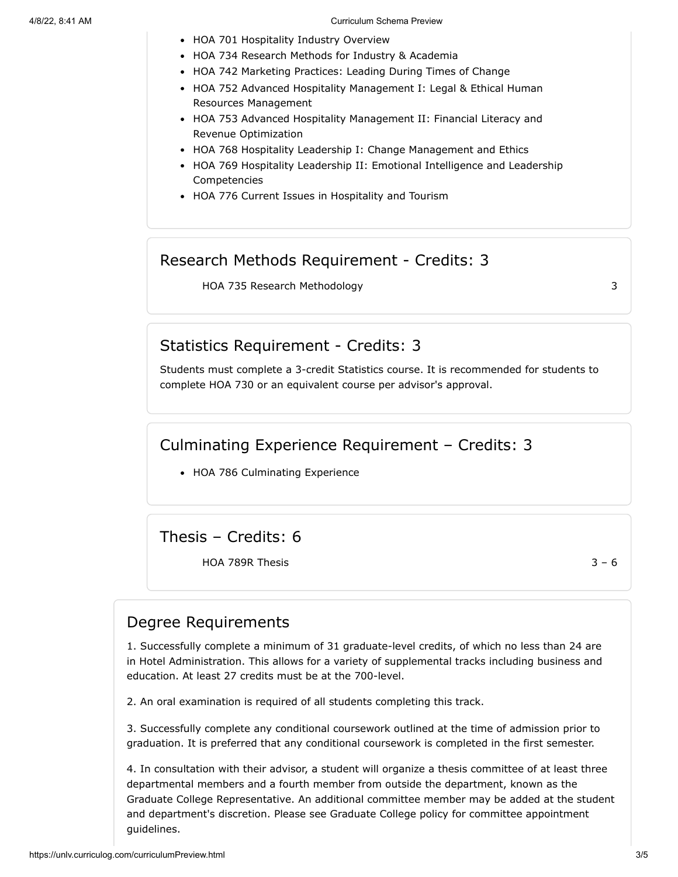- HOA 701 Hospitality Industry Overview
- HOA 734 Research Methods for Industry & Academia
- HOA 742 Marketing Practices: Leading During Times of Change
- HOA 752 Advanced Hospitality Management I: Legal & Ethical Human Resources Management
- HOA 753 Advanced Hospitality Management II: Financial Literacy and Revenue Optimization
- HOA 768 Hospitality Leadership I: Change Management and Ethics
- HOA 769 Hospitality Leadership II: Emotional Intelligence and Leadership Competencies
- HOA 776 Current Issues in Hospitality and Tourism

## Research Methods Requirement - Credits: 3

| | |
|---|---|
| HOA 735 Research Methodology | 3 |

## Statistics Requirement - Credits: 3

Students must complete a 3-credit Statistics course. It is recommended for students to complete HOA 730 or an equivalent course per advisor's approval.

## Culminating Experience Requirement – Credits: 3

- HOA 786 Culminating Experience

## Thesis – Credits: 6

| | |
|---|---|
| HOA 789R Thesis | 3 – 6 |

## Degree Requirements

1. Successfully complete a minimum of 31 graduate-level credits, of which no less than 24 are in Hotel Administration. This allows for a variety of supplemental tracks including business and education. At least 27 credits must be at the 700-level.

2. An oral examination is required of all students completing this track.

3. Successfully complete any conditional coursework outlined at the time of admission prior to graduation. It is preferred that any conditional coursework is completed in the first semester.

4. In consultation with their advisor, a student will organize a thesis committee of at least three departmental members and a fourth member from outside the department, known as the Graduate College Representative. An additional committee member may be added at the student and department's discretion. Please see Graduate College policy for committee appointment guidelines.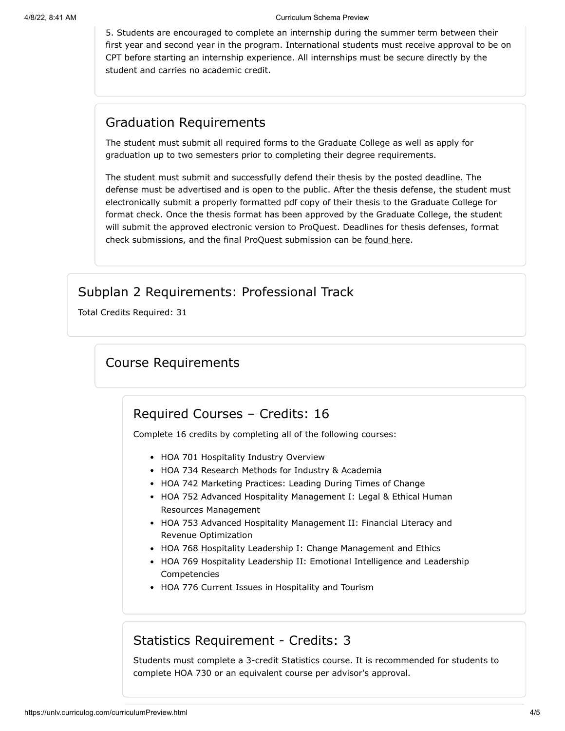5. Students are encouraged to complete an internship during the summer term between their first year and second year in the program. International students must receive approval to be on CPT before starting an internship experience. All internships must be secure directly by the student and carries no academic credit.

### Graduation Requirements

The student must submit all required forms to the Graduate College as well as apply for graduation up to two semesters prior to completing their degree requirements.

The student must submit and successfully defend their thesis by the posted deadline. The defense must be advertised and is open to the public. After the thesis defense, the student must electronically submit a properly formatted pdf copy of their thesis to the Graduate College for format check. Once the thesis format has been approved by the Graduate College, the student will submit the approved electronic version to ProQuest. Deadlines for thesis defenses, format check submissions, and the final ProQuest submission can be found here.

## Subplan 2 Requirements: Professional Track

Total Credits Required: 31

### Course Requirements

#### Required Courses – Credits: 16

Complete 16 credits by completing all of the following courses:

- HOA 701 Hospitality Industry Overview
- HOA 734 Research Methods for Industry & Academia
- HOA 742 Marketing Practices: Leading During Times of Change
- HOA 752 Advanced Hospitality Management I: Legal & Ethical Human Resources Management
- HOA 753 Advanced Hospitality Management II: Financial Literacy and Revenue Optimization
- HOA 768 Hospitality Leadership I: Change Management and Ethics
- HOA 769 Hospitality Leadership II: Emotional Intelligence and Leadership Competencies
- HOA 776 Current Issues in Hospitality and Tourism

#### Statistics Requirement - Credits: 3

Students must complete a 3-credit Statistics course. It is recommended for students to complete HOA 730 or an equivalent course per advisor's approval.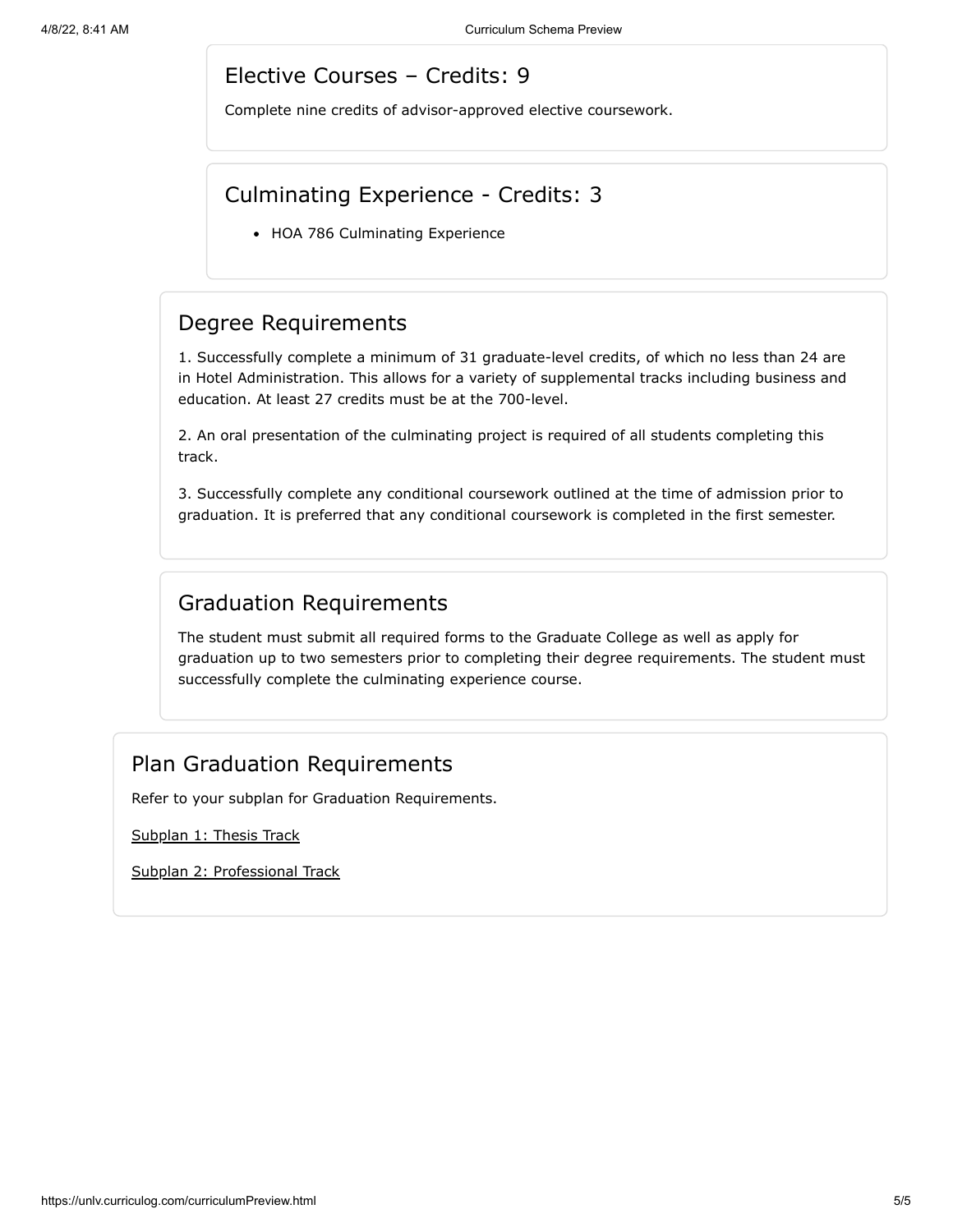## Elective Courses – Credits: 9

Complete nine credits of advisor-approved elective coursework.

## Culminating Experience - Credits: 3

- HOA 786 Culminating Experience

## Degree Requirements

1. Successfully complete a minimum of 31 graduate-level credits, of which no less than 24 are in Hotel Administration. This allows for a variety of supplemental tracks including business and education. At least 27 credits must be at the 700-level.

2. An oral presentation of the culminating project is required of all students completing this track.

3. Successfully complete any conditional coursework outlined at the time of admission prior to graduation. It is preferred that any conditional coursework is completed in the first semester.

## Graduation Requirements

The student must submit all required forms to the Graduate College as well as apply for graduation up to two semesters prior to completing their degree requirements. The student must successfully complete the culminating experience course.

## Plan Graduation Requirements

Refer to your subplan for Graduation Requirements.

Subplan 1: Thesis Track

Subplan 2: Professional Track